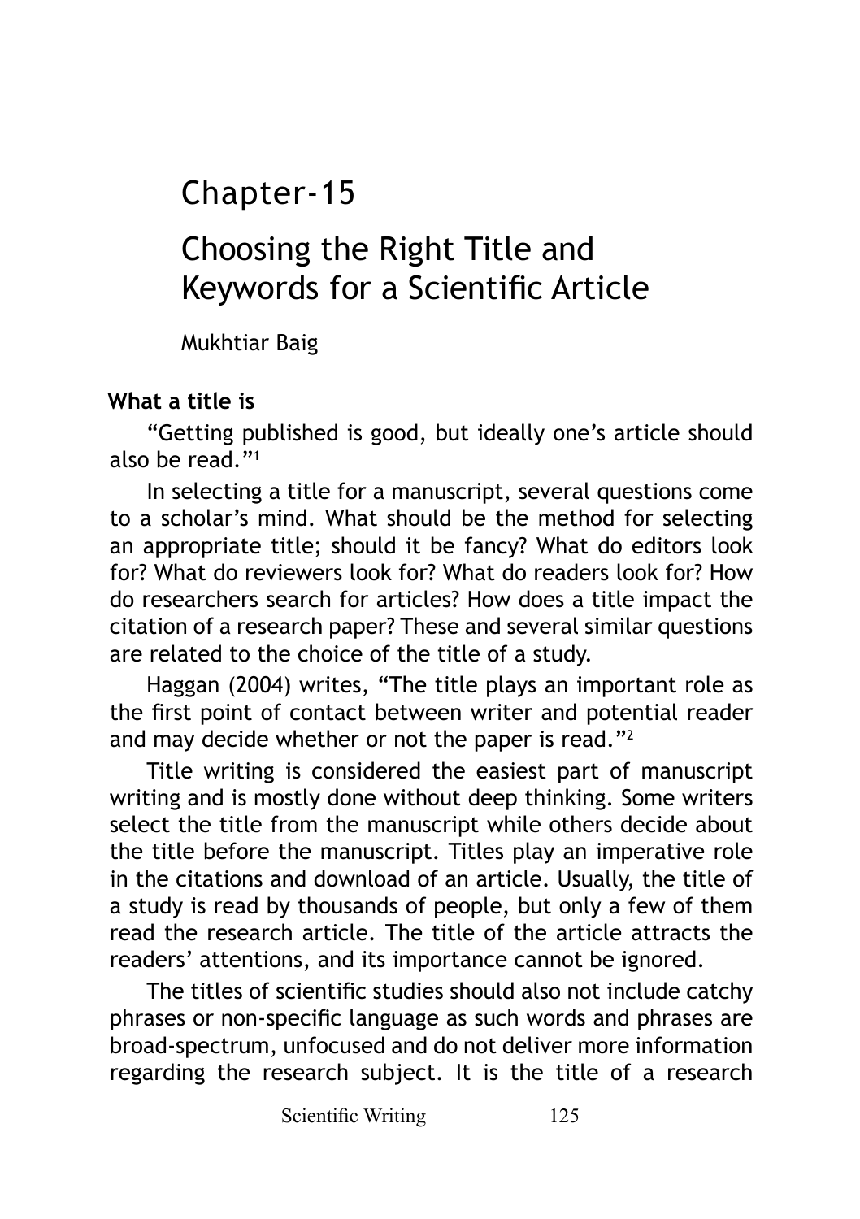# Chapter-15

# Choosing the Right Title and Keywords for a Scientific Article

Mukhtiar Baig

### What a title is

"Getting published is good, but ideally one's article should also be read."[1]

In selecting a title for a manuscript, several questions come to a scholar's mind. What should be the method for selecting an appropriate title; should it be fancy? What do editors look for? What do reviewers look for? What do readers look for? How do researchers search for articles? How does a title impact the citation of a research paper? These and several similar questions are related to the choice of the title of a study.

Haggan (2004) writes, "The title plays an important role as the first point of contact between writer and potential reader and may decide whether or not the paper is read."[2]

Title writing is considered the easiest part of manuscript writing and is mostly done without deep thinking. Some writers select the title from the manuscript while others decide about the title before the manuscript. Titles play an imperative role in the citations and download of an article. Usually, the title of a study is read by thousands of people, but only a few of them read the research article. The title of the article attracts the readers' attentions, and its importance cannot be ignored.

The titles of scientific studies should also not include catchy phrases or non-specific language as such words and phrases are broad-spectrum, unfocused and do not deliver more information regarding the research subject. It is the title of a research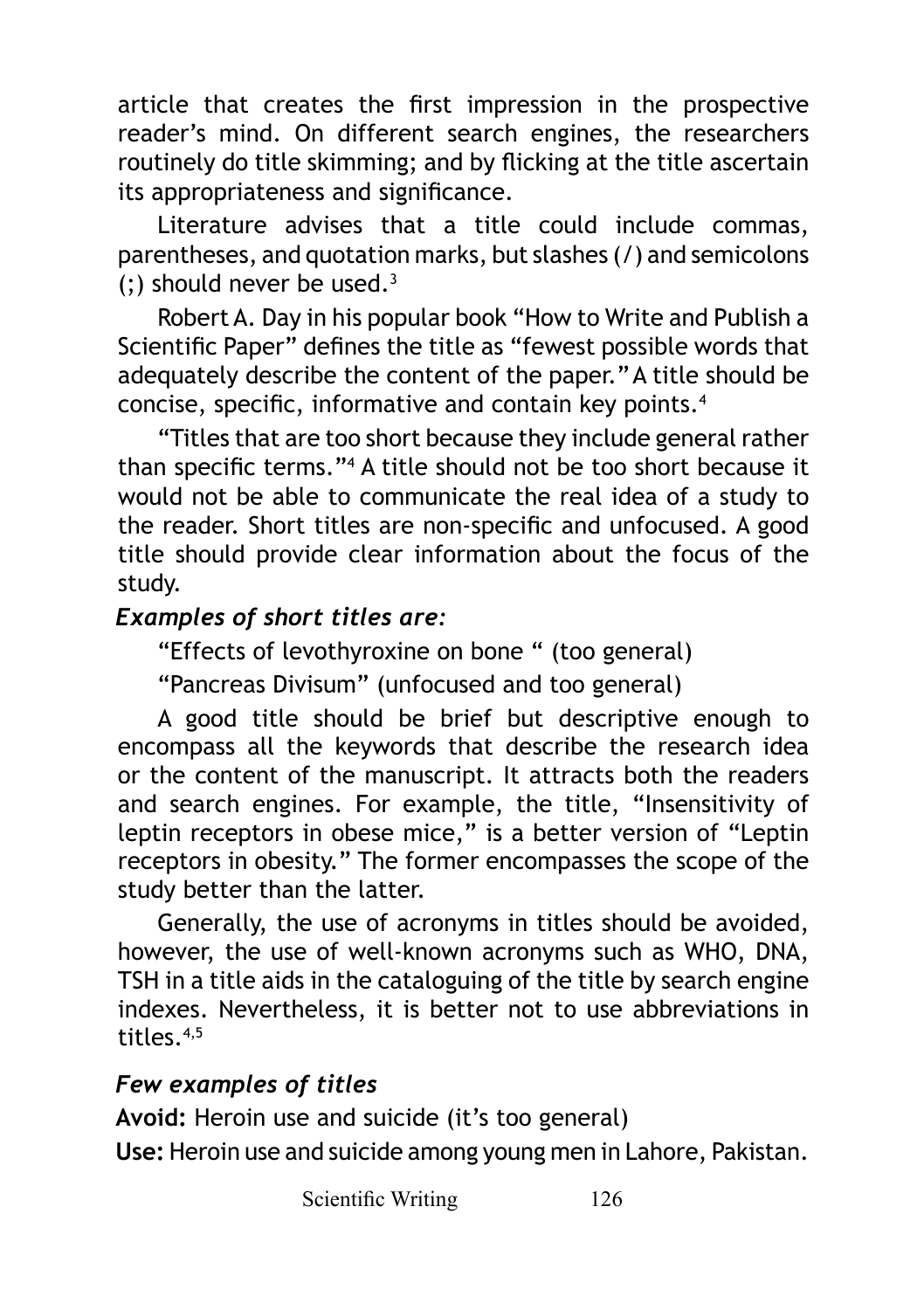article that creates the first impression in the prospective reader's mind. On different search engines, the researchers routinely do title skimming; and by flicking at the title ascertain its appropriateness and significance.

Literature advises that a title could include commas, parentheses, and quotation marks, but slashes (/) and semicolons (;) should never be used.[3]

Robert A. Day in his popular book "How to Write and Publish a Scientific Paper" defines the title as "fewest possible words that adequately describe the content of the paper." A title should be concise, specific, informative and contain key points.[4]

"Titles that are too short because they include general rather than specific terms."[4] A title should not be too short because it would not be able to communicate the real idea of a study to the reader. Short titles are non-specific and unfocused. A good title should provide clear information about the focus of the study.

***Examples of short titles are:***

"Effects of levothyroxine on bone " (too general)

"Pancreas Divisum" (unfocused and too general)

A good title should be brief but descriptive enough to encompass all the keywords that describe the research idea or the content of the manuscript. It attracts both the readers and search engines. For example, the title, "Insensitivity of leptin receptors in obese mice," is a better version of "Leptin receptors in obesity." The former encompasses the scope of the study better than the latter.

Generally, the use of acronyms in titles should be avoided, however, the use of well-known acronyms such as WHO, DNA, TSH in a title aids in the cataloguing of the title by search engine indexes. Nevertheless, it is better not to use abbreviations in titles.[4,5]

### *Few examples of titles*

**Avoid:** Heroin use and suicide (it's too general)

**Use:** Heroin use and suicide among young men in Lahore, Pakistan.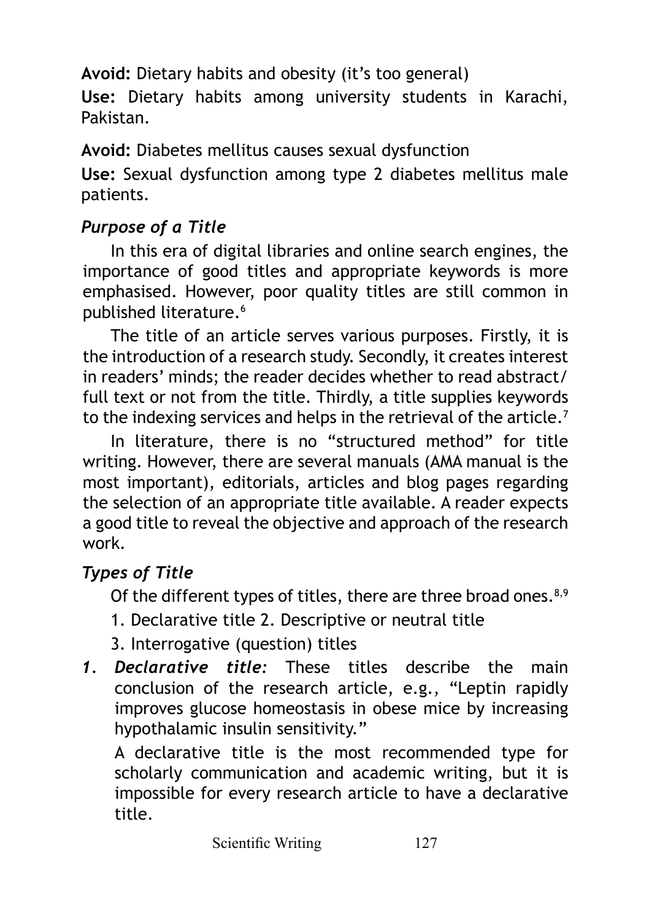**Avoid:** Dietary habits and obesity (it's too general)

**Use:** Dietary habits among university students in Karachi, Pakistan.

**Avoid:** Diabetes mellitus causes sexual dysfunction

**Use:** Sexual dysfunction among type 2 diabetes mellitus male patients.

### *Purpose of a Title*

In this era of digital libraries and online search engines, the importance of good titles and appropriate keywords is more emphasised. However, poor quality titles are still common in published literature.[6]

The title of an article serves various purposes. Firstly, it is the introduction of a research study. Secondly, it creates interest in readers' minds; the reader decides whether to read abstract/ full text or not from the title. Thirdly, a title supplies keywords to the indexing services and helps in the retrieval of the article.[7]

In literature, there is no "structured method" for title writing. However, there are several manuals (AMA manual is the most important), editorials, articles and blog pages regarding the selection of an appropriate title available. A reader expects a good title to reveal the objective and approach of the research work.

### *Types of Title*

Of the different types of titles, there are three broad ones.[8,9]

1. Declarative title 2. Descriptive or neutral title
3. Interrogative (question) titles

1. ***Declarative title:*** These titles describe the main conclusion of the research article, e.g., "Leptin rapidly improves glucose homeostasis in obese mice by increasing hypothalamic insulin sensitivity."

   A declarative title is the most recommended type for scholarly communication and academic writing, but it is impossible for every research article to have a declarative title.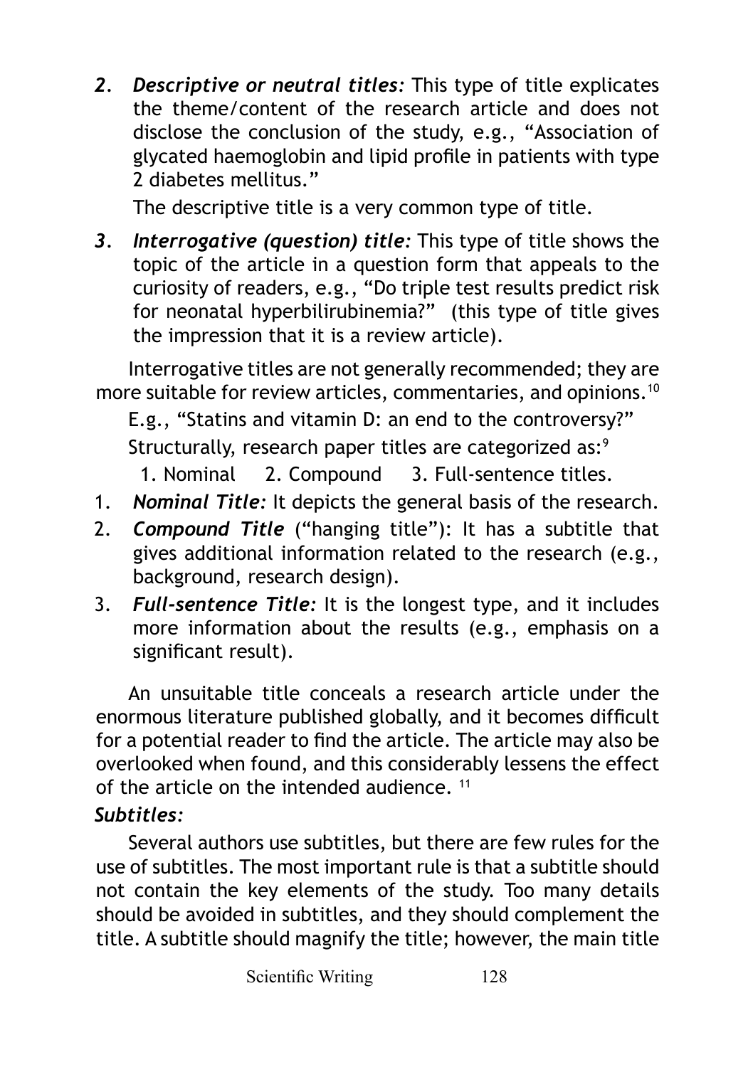2. ***Descriptive or neutral titles:*** This type of title explicates the theme/content of the research article and does not disclose the conclusion of the study, e.g., "Association of glycated haemoglobin and lipid profile in patients with type 2 diabetes mellitus."

   The descriptive title is a very common type of title.

3. ***Interrogative (question) title:*** This type of title shows the topic of the article in a question form that appeals to the curiosity of readers, e.g., "Do triple test results predict risk for neonatal hyperbilirubinemia?" (this type of title gives the impression that it is a review article).

Interrogative titles are not generally recommended; they are more suitable for review articles, commentaries, and opinions.[10]

E.g., "Statins and vitamin D: an end to the controversy?"

Structurally, research paper titles are categorized as:[9]

1. Nominal 2. Compound 3. Full-sentence titles.

1. ***Nominal Title:*** It depicts the general basis of the research.
2. ***Compound Title*** ("hanging title"): It has a subtitle that gives additional information related to the research (e.g., background, research design).
3. ***Full-sentence Title:*** It is the longest type, and it includes more information about the results (e.g., emphasis on a significant result).

An unsuitable title conceals a research article under the enormous literature published globally, and it becomes difficult for a potential reader to find the article. The article may also be overlooked when found, and this considerably lessens the effect of the article on the intended audience. [11]

***Subtitles:***

Several authors use subtitles, but there are few rules for the use of subtitles. The most important rule is that a subtitle should not contain the key elements of the study. Too many details should be avoided in subtitles, and they should complement the title. A subtitle should magnify the title; however, the main title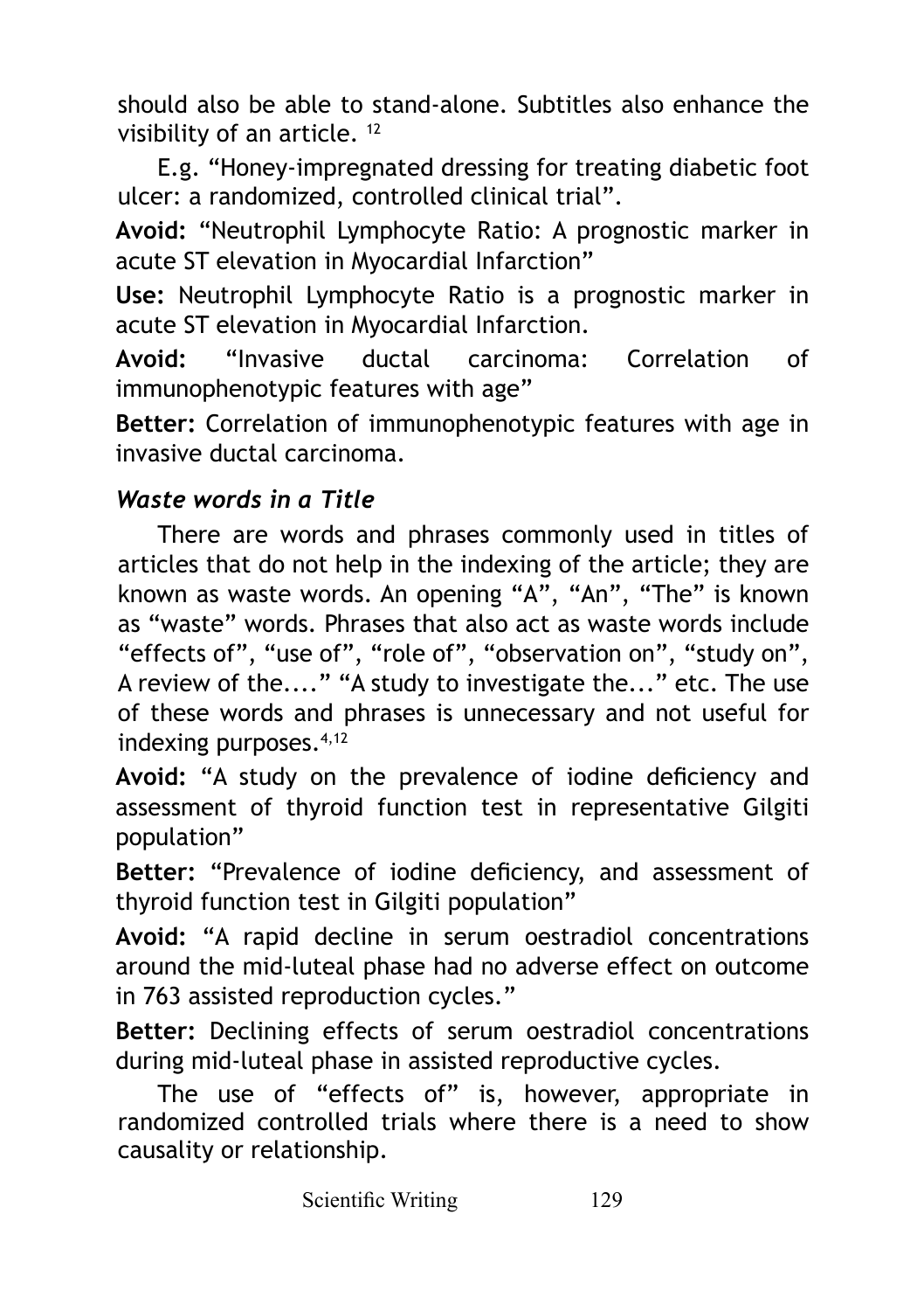should also be able to stand-alone. Subtitles also enhance the visibility of an article. [12]

E.g. "Honey-impregnated dressing for treating diabetic foot ulcer: a randomized, controlled clinical trial".

**Avoid:** "Neutrophil Lymphocyte Ratio: A prognostic marker in acute ST elevation in Myocardial Infarction"

**Use:** Neutrophil Lymphocyte Ratio is a prognostic marker in acute ST elevation in Myocardial Infarction.

**Avoid:** "Invasive ductal carcinoma: Correlation of immunophenotypic features with age"

**Better:** Correlation of immunophenotypic features with age in invasive ductal carcinoma.

### *Waste words in a Title*

There are words and phrases commonly used in titles of articles that do not help in the indexing of the article; they are known as waste words. An opening "A", "An", "The" is known as "waste" words. Phrases that also act as waste words include "effects of", "use of", "role of", "observation on", "study on", A review of the...." "A study to investigate the..." etc. The use of these words and phrases is unnecessary and not useful for indexing purposes.[4,12]

**Avoid:** "A study on the prevalence of iodine deficiency and assessment of thyroid function test in representative Gilgiti population"

**Better:** "Prevalence of iodine deficiency, and assessment of thyroid function test in Gilgiti population"

**Avoid:** "A rapid decline in serum oestradiol concentrations around the mid-luteal phase had no adverse effect on outcome in 763 assisted reproduction cycles."

**Better:** Declining effects of serum oestradiol concentrations during mid-luteal phase in assisted reproductive cycles.

The use of "effects of" is, however, appropriate in randomized controlled trials where there is a need to show causality or relationship.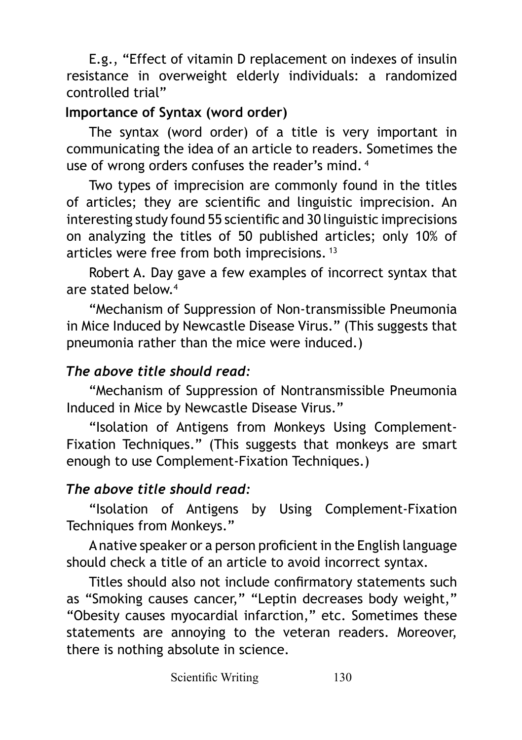E.g., "Effect of vitamin D replacement on indexes of insulin resistance in overweight elderly individuals: a randomized controlled trial"

**Importance of Syntax (word order)**

The syntax (word order) of a title is very important in communicating the idea of an article to readers. Sometimes the use of wrong orders confuses the reader's mind. [4]

Two types of imprecision are commonly found in the titles of articles; they are scientific and linguistic imprecision. An interesting study found 55 scientific and 30 linguistic imprecisions on analyzing the titles of 50 published articles; only 10% of articles were free from both imprecisions. [13]

Robert A. Day gave a few examples of incorrect syntax that are stated below.[4]

"Mechanism of Suppression of Non-transmissible Pneumonia in Mice Induced by Newcastle Disease Virus." (This suggests that pneumonia rather than the mice were induced.)

***The above title should read:***

"Mechanism of Suppression of Nontransmissible Pneumonia Induced in Mice by Newcastle Disease Virus."

"Isolation of Antigens from Monkeys Using Complement-Fixation Techniques." (This suggests that monkeys are smart enough to use Complement-Fixation Techniques.)

***The above title should read:***

"Isolation of Antigens by Using Complement-Fixation Techniques from Monkeys."

A native speaker or a person proficient in the English language should check a title of an article to avoid incorrect syntax.

Titles should also not include confirmatory statements such as "Smoking causes cancer," "Leptin decreases body weight," "Obesity causes myocardial infarction," etc. Sometimes these statements are annoying to the veteran readers. Moreover, there is nothing absolute in science.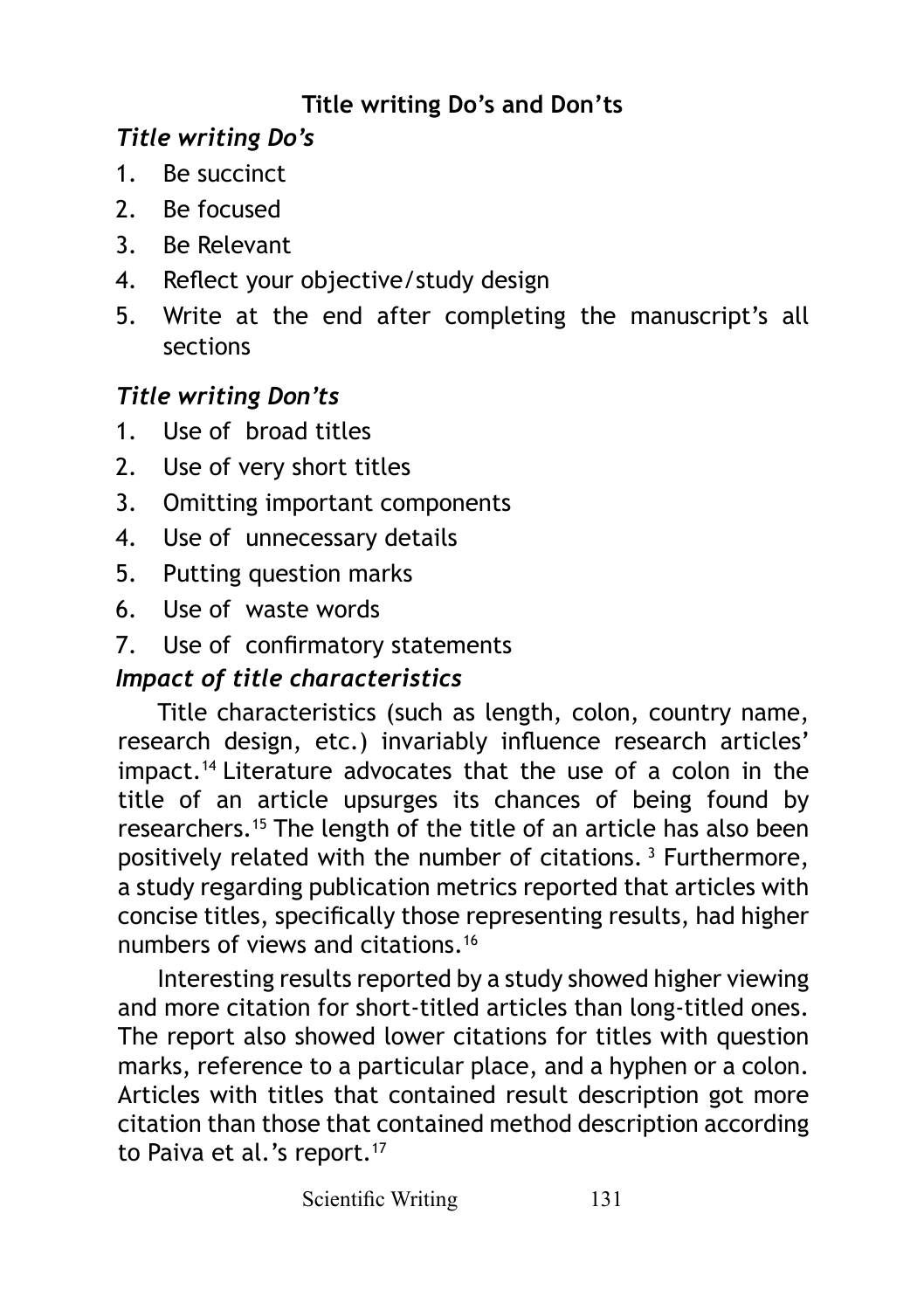## Title writing Do's and Don'ts

### *Title writing Do's*

1. Be succinct
2. Be focused
3. Be Relevant
4. Reflect your objective/study design
5. Write at the end after completing the manuscript's all sections

### *Title writing Don'ts*

1. Use of broad titles
2. Use of very short titles
3. Omitting important components
4. Use of unnecessary details
5. Putting question marks
6. Use of waste words
7. Use of confirmatory statements

### *Impact of title characteristics*

Title characteristics (such as length, colon, country name, research design, etc.) invariably influence research articles' impact.[14] Literature advocates that the use of a colon in the title of an article upsurges its chances of being found by researchers.[15] The length of the title of an article has also been positively related with the number of citations.[3] Furthermore, a study regarding publication metrics reported that articles with concise titles, specifically those representing results, had higher numbers of views and citations.[16]

Interesting results reported by a study showed higher viewing and more citation for short-titled articles than long-titled ones. The report also showed lower citations for titles with question marks, reference to a particular place, and a hyphen or a colon. Articles with titles that contained result description got more citation than those that contained method description according to Paiva et al.'s report.[17]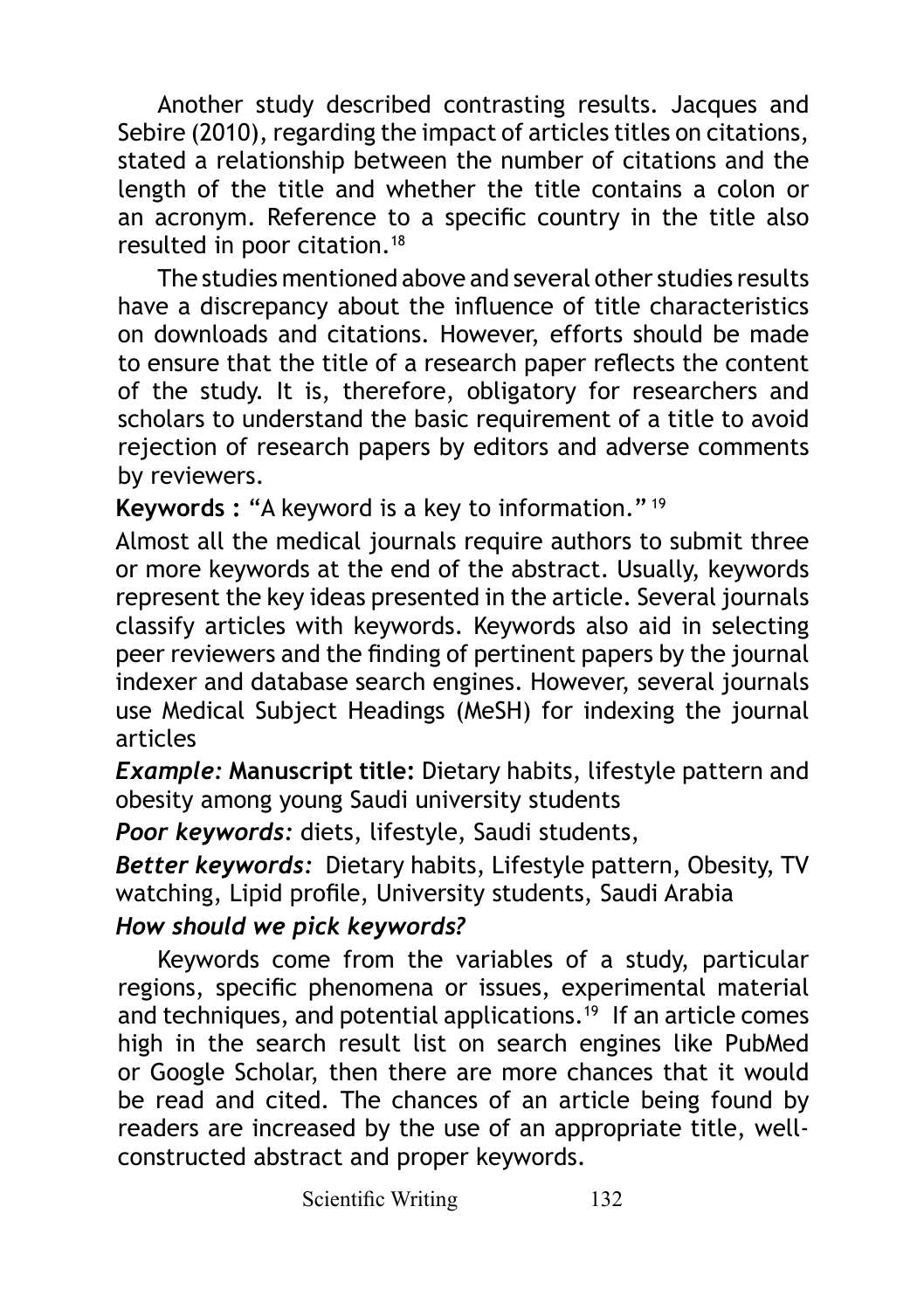Another study described contrasting results. Jacques and Sebire (2010), regarding the impact of articles titles on citations, stated a relationship between the number of citations and the length of the title and whether the title contains a colon or an acronym. Reference to a specific country in the title also resulted in poor citation.[18]

The studies mentioned above and several other studies results have a discrepancy about the influence of title characteristics on downloads and citations. However, efforts should be made to ensure that the title of a research paper reflects the content of the study. It is, therefore, obligatory for researchers and scholars to understand the basic requirement of a title to avoid rejection of research papers by editors and adverse comments by reviewers.

**Keywords :** "A keyword is a key to information." [19]

Almost all the medical journals require authors to submit three or more keywords at the end of the abstract. Usually, keywords represent the key ideas presented in the article. Several journals classify articles with keywords. Keywords also aid in selecting peer reviewers and the finding of pertinent papers by the journal indexer and database search engines. However, several journals use Medical Subject Headings (MeSH) for indexing the journal articles

***Example:*** **Manuscript title:** Dietary habits, lifestyle pattern and obesity among young Saudi university students

***Poor keywords:*** diets, lifestyle, Saudi students,

***Better keywords:*** Dietary habits, Lifestyle pattern, Obesity, TV watching, Lipid profile, University students, Saudi Arabia

***How should we pick keywords?***

Keywords come from the variables of a study, particular regions, specific phenomena or issues, experimental material and techniques, and potential applications.[19] If an article comes high in the search result list on search engines like PubMed or Google Scholar, then there are more chances that it would be read and cited. The chances of an article being found by readers are increased by the use of an appropriate title, well-constructed abstract and proper keywords.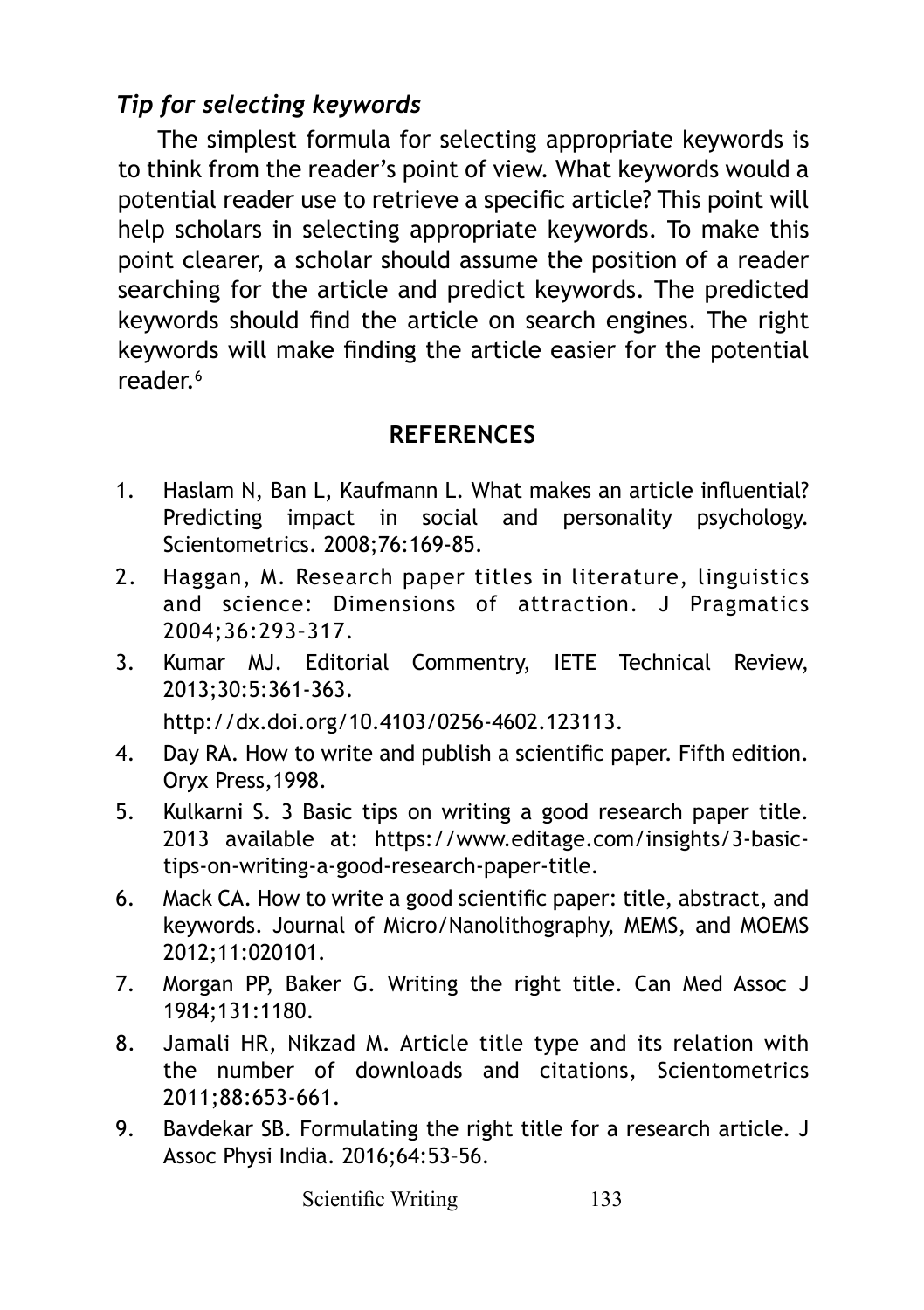### *Tip for selecting keywords*

The simplest formula for selecting appropriate keywords is to think from the reader's point of view. What keywords would a potential reader use to retrieve a specific article? This point will help scholars in selecting appropriate keywords. To make this point clearer, a scholar should assume the position of a reader searching for the article and predict keywords. The predicted keywords should find the article on search engines. The right keywords will make finding the article easier for the potential reader.[6]

## REFERENCES

1. Haslam N, Ban L, Kaufmann L. What makes an article influential? Predicting impact in social and personality psychology. Scientometrics. 2008;76:169-85.
2. Haggan, M. Research paper titles in literature, linguistics and science: Dimensions of attraction. J Pragmatics 2004;36:293–317.
3. Kumar MJ. Editorial Commentry, IETE Technical Review, 2013;30:5:361-363. http://dx.doi.org/10.4103/0256-4602.123113.
4. Day RA. How to write and publish a scientific paper. Fifth edition. Oryx Press,1998.
5. Kulkarni S. 3 Basic tips on writing a good research paper title. 2013 available at: https://www.editage.com/insights/3-basic-tips-on-writing-a-good-research-paper-title.
6. Mack CA. How to write a good scientific paper: title, abstract, and keywords. Journal of Micro/Nanolithography, MEMS, and MOEMS 2012;11:020101.
7. Morgan PP, Baker G. Writing the right title. Can Med Assoc J 1984;131:1180.
8. Jamali HR, Nikzad M. Article title type and its relation with the number of downloads and citations, Scientometrics 2011;88:653-661.
9. Bavdekar SB. Formulating the right title for a research article. J Assoc Physi India. 2016;64:53–56.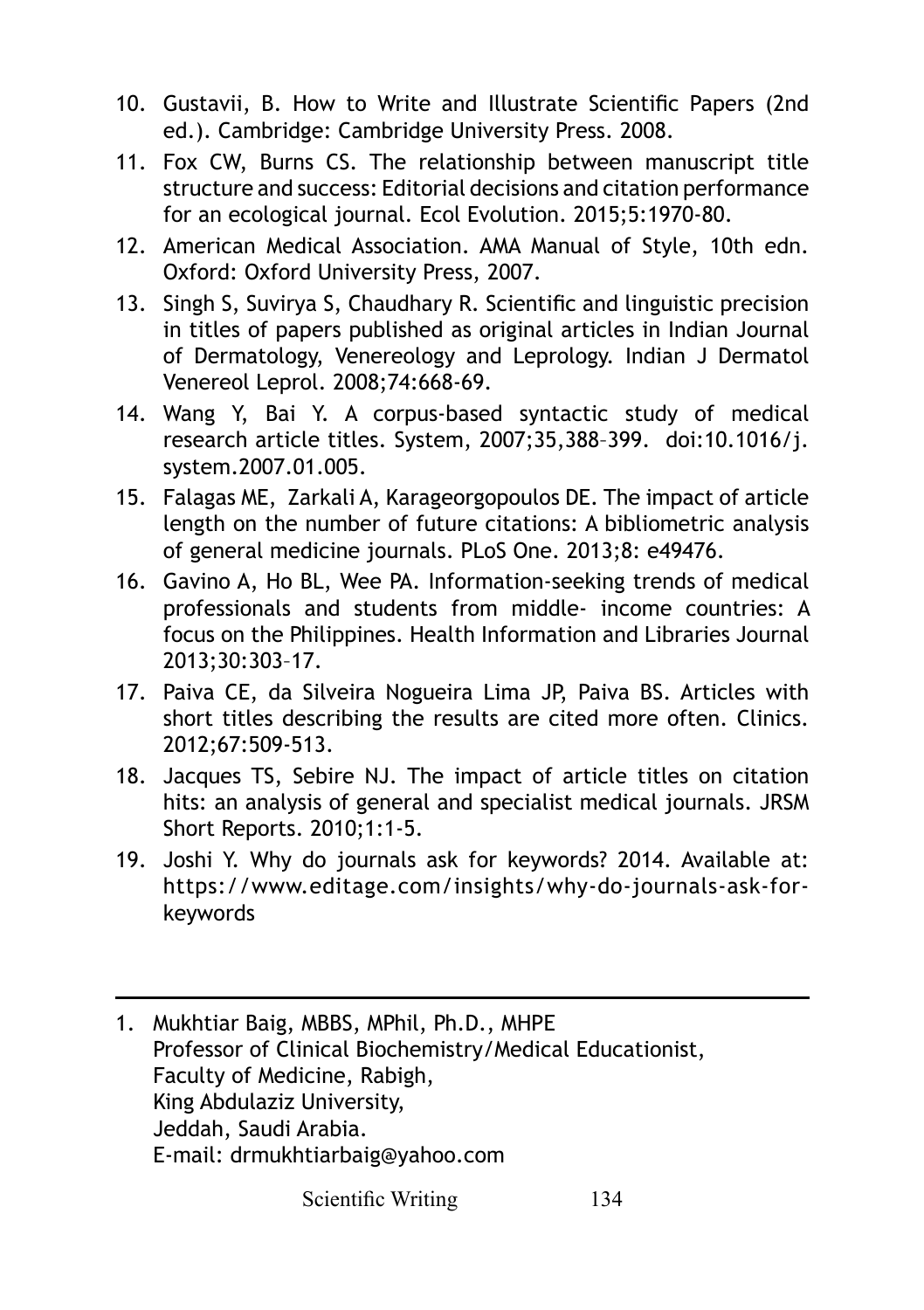10. Gustavii, B. How to Write and Illustrate Scientific Papers (2nd ed.). Cambridge: Cambridge University Press. 2008.
11. Fox CW, Burns CS. The relationship between manuscript title structure and success: Editorial decisions and citation performance for an ecological journal. Ecol Evolution. 2015;5:1970-80.
12. American Medical Association. AMA Manual of Style, 10th edn. Oxford: Oxford University Press, 2007.
13. Singh S, Suvirya S, Chaudhary R. Scientific and linguistic precision in titles of papers published as original articles in Indian Journal of Dermatology, Venereology and Leprology. Indian J Dermatol Venereol Leprol. 2008;74:668-69.
14. Wang Y, Bai Y. A corpus-based syntactic study of medical research article titles. System, 2007;35,388–399. doi:10.1016/j.system.2007.01.005.
15. Falagas ME, Zarkali A, Karageorgopoulos DE. The impact of article length on the number of future citations: A bibliometric analysis of general medicine journals. PLoS One. 2013;8: e49476.
16. Gavino A, Ho BL, Wee PA. Information-seeking trends of medical professionals and students from middle- income countries: A focus on the Philippines. Health Information and Libraries Journal 2013;30:303–17.
17. Paiva CE, da Silveira Nogueira Lima JP, Paiva BS. Articles with short titles describing the results are cited more often. Clinics. 2012;67:509-513.
18. Jacques TS, Sebire NJ. The impact of article titles on citation hits: an analysis of general and specialist medical journals. JRSM Short Reports. 2010;1:1-5.
19. Joshi Y. Why do journals ask for keywords? 2014. Available at: https://www.editage.com/insights/why-do-journals-ask-for-keywords

---

1. Mukhtiar Baig, MBBS, MPhil, Ph.D., MHPE
   Professor of Clinical Biochemistry/Medical Educationist,
   Faculty of Medicine, Rabigh,
   King Abdulaziz University,
   Jeddah, Saudi Arabia.
   E-mail: drmukhtiarbaig@yahoo.com